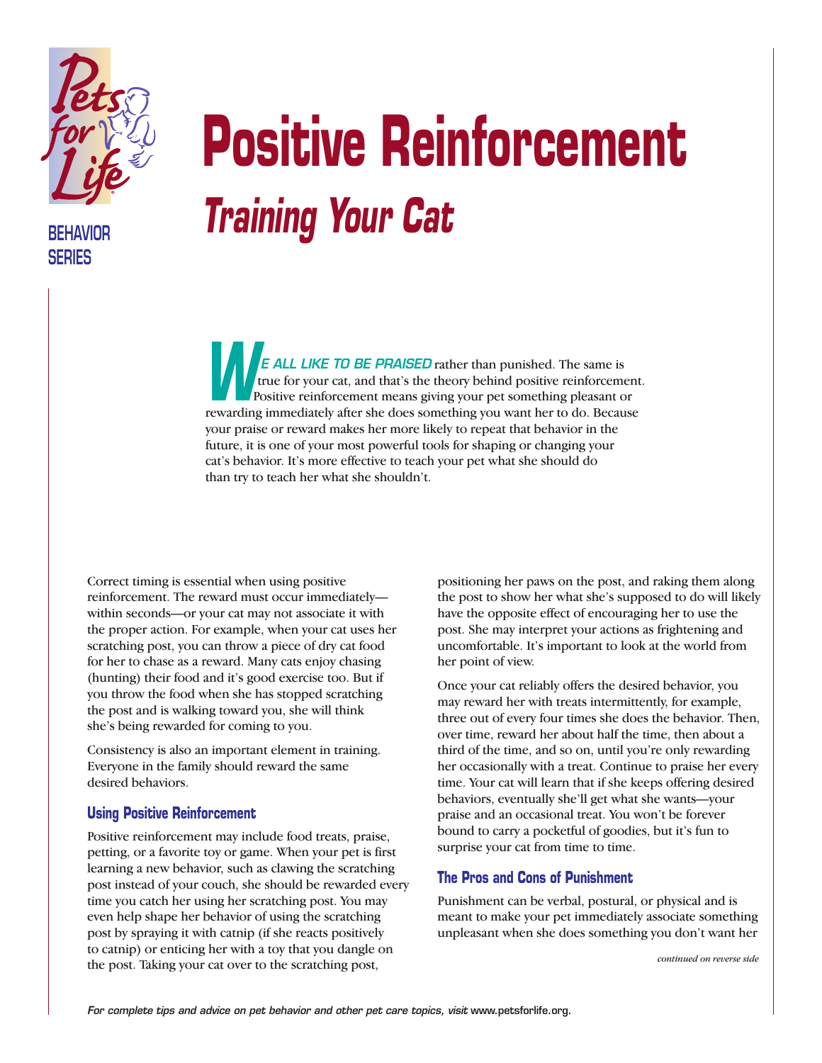Pets for Life

BEHAVIOR SERIES

# Positive Reinforcement

## *Training Your Cat*

**WE ALL LIKE TO BE PRAISED** rather than punished. The same is true for your cat, and that's the theory behind positive reinforcement. Positive reinforcement means giving your pet something pleasant or rewarding immediately after she does something you want her to do. Because your praise or reward makes her more likely to repeat that behavior in the future, it is one of your most powerful tools for shaping or changing your cat's behavior. It's more effective to teach your pet what she should do than try to teach her what she shouldn't.

Correct timing is essential when using positive reinforcement. The reward must occur immediately—within seconds—or your cat may not associate it with the proper action. For example, when your cat uses her scratching post, you can throw a piece of dry cat food for her to chase as a reward. Many cats enjoy chasing (hunting) their food and it's good exercise too. But if you throw the food when she has stopped scratching the post and is walking toward you, she will think she's being rewarded for coming to you.

Consistency is also an important element in training. Everyone in the family should reward the same desired behaviors.

### Using Positive Reinforcement

Positive reinforcement may include food treats, praise, petting, or a favorite toy or game. When your pet is first learning a new behavior, such as clawing the scratching post instead of your couch, she should be rewarded every time you catch her using her scratching post. You may even help shape her behavior of using the scratching post by spraying it with catnip (if she reacts positively to catnip) or enticing her with a toy that you dangle on the post. Taking your cat over to the scratching post, positioning her paws on the post, and raking them along the post to show her what she's supposed to do will likely have the opposite effect of encouraging her to use the post. She may interpret your actions as frightening and uncomfortable. It's important to look at the world from her point of view.

Once your cat reliably offers the desired behavior, you may reward her with treats intermittently, for example, three out of every four times she does the behavior. Then, over time, reward her about half the time, then about a third of the time, and so on, until you're only rewarding her occasionally with a treat. Continue to praise her every time. Your cat will learn that if she keeps offering desired behaviors, eventually she'll get what she wants—your praise and an occasional treat. You won't be forever bound to carry a pocketful of goodies, but it's fun to surprise your cat from time to time.

### The Pros and Cons of Punishment

Punishment can be verbal, postural, or physical and is meant to make your pet immediately associate something unpleasant when she does something you don't want her

*continued on reverse side*

*For complete tips and advice on pet behavior and other pet care topics, visit* www.petsforlife.org.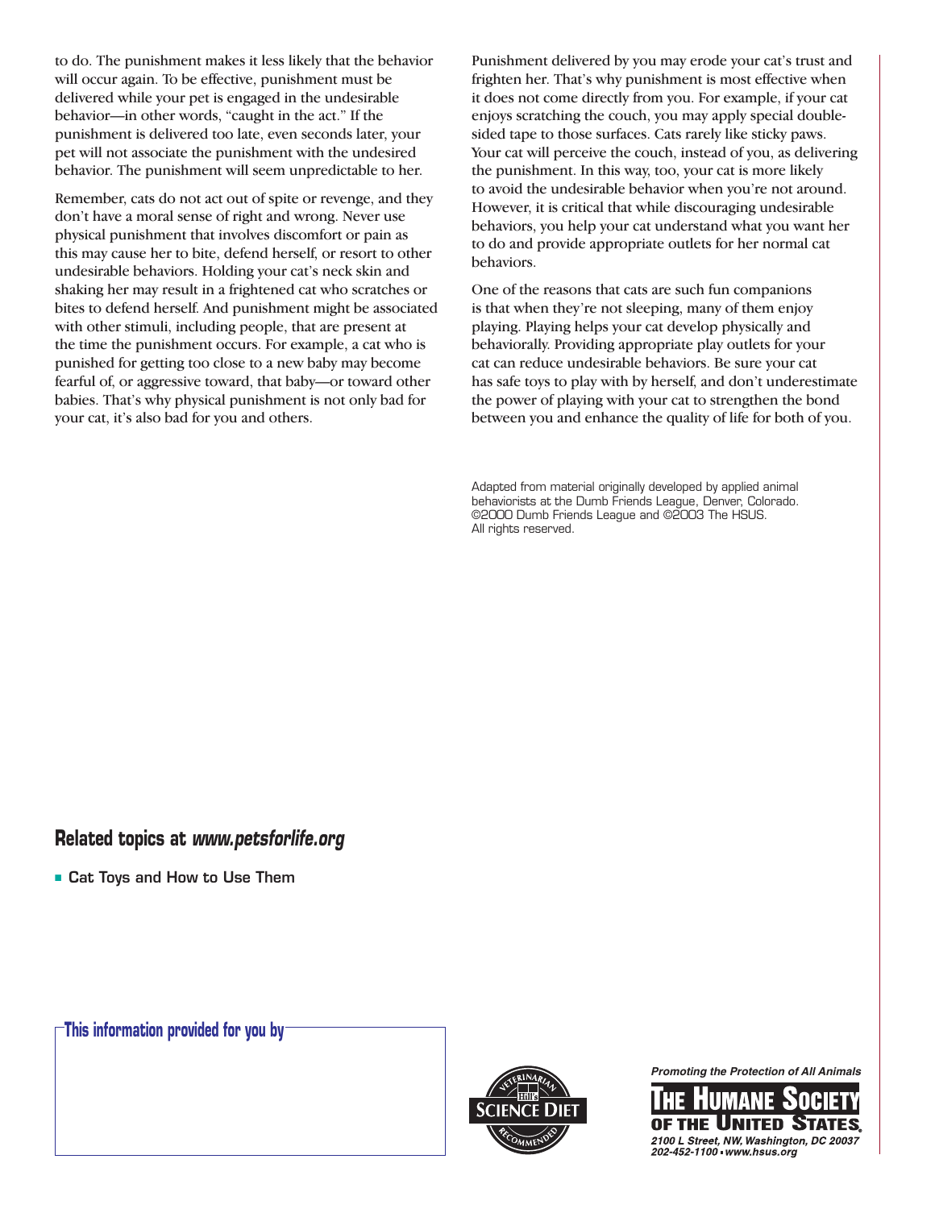to do. The punishment makes it less likely that the behavior will occur again. To be effective, punishment must be delivered while your pet is engaged in the undesirable behavior—in other words, "caught in the act." If the punishment is delivered too late, even seconds later, your pet will not associate the punishment with the undesired behavior. The punishment will seem unpredictable to her.

Remember, cats do not act out of spite or revenge, and they don't have a moral sense of right and wrong. Never use physical punishment that involves discomfort or pain as this may cause her to bite, defend herself, or resort to other undesirable behaviors. Holding your cat's neck skin and shaking her may result in a frightened cat who scratches or bites to defend herself. And punishment might be associated with other stimuli, including people, that are present at the time the punishment occurs. For example, a cat who is punished for getting too close to a new baby may become fearful of, or aggressive toward, that baby—or toward other babies. That's why physical punishment is not only bad for your cat, it's also bad for you and others.

Punishment delivered by you may erode your cat's trust and frighten her. That's why punishment is most effective when it does not come directly from you. For example, if your cat enjoys scratching the couch, you may apply special double-sided tape to those surfaces. Cats rarely like sticky paws. Your cat will perceive the couch, instead of you, as delivering the punishment. In this way, too, your cat is more likely to avoid the undesirable behavior when you're not around. However, it is critical that while discouraging undesirable behaviors, you help your cat understand what you want her to do and provide appropriate outlets for her normal cat behaviors.

One of the reasons that cats are such fun companions is that when they're not sleeping, many of them enjoy playing. Playing helps your cat develop physically and behaviorally. Providing appropriate play outlets for your cat can reduce undesirable behaviors. Be sure your cat has safe toys to play with by herself, and don't underestimate the power of playing with your cat to strengthen the bond between you and enhance the quality of life for both of you.

Adapted from material originally developed by applied animal behaviorists at the Dumb Friends League, Denver, Colorado. ©2000 Dumb Friends League and ©2003 The HSUS. All rights reserved.

## Related topics at *www.petsforlife.org*

- **Cat Toys and How to Use Them**

**This information provided for you by**

Veterinarian Recommended Hill's Science Diet

Promoting the Protection of All Animals

**THE HUMANE SOCIETY OF THE UNITED STATES**

2100 L Street, NW, Washington, DC 20037
202-452-1100 • www.hsus.org